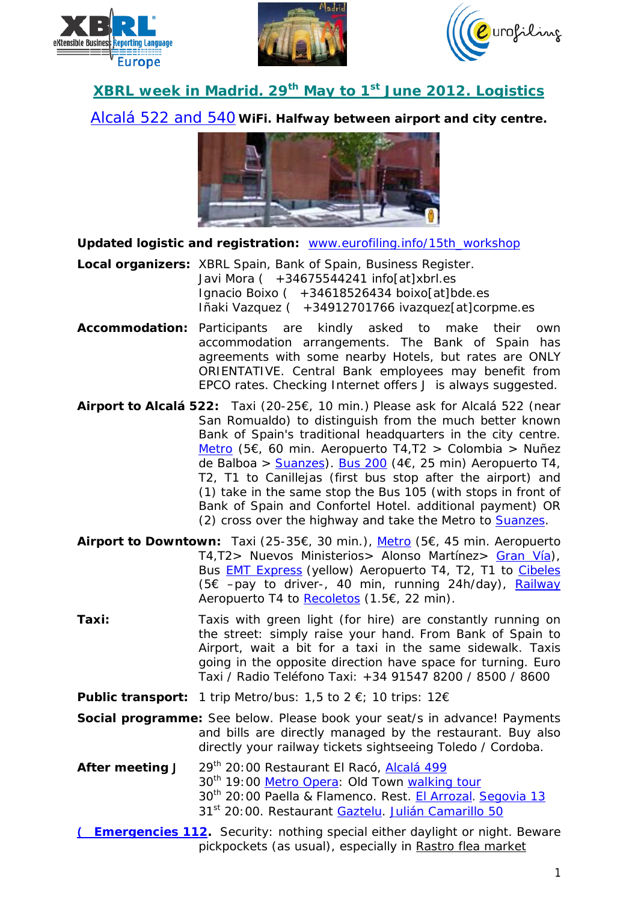## XBRL week in Madrid. 29th May to 1st June 2012. Logistics

Alcalá 522 and 540 **WiFi. Halfway between airport and city centre.**

**Updated logistic and registration:** www.eurofiling.info/15th_workshop

**Local organizers:** XBRL Spain, Bank of Spain, Business Register.
Javi Mora ( +34675544241 info[at]xbrl.es
Ignacio Boixo ( +34618526434 boixo[at]bde.es
Iñaki Vazquez ( +34912701766 ivazquez[at]corpme.es

**Accommodation:** Participants are kindly asked to make their own accommodation arrangements. The Bank of Spain has agreements with some nearby Hotels, but rates are ONLY ORIENTATIVE. Central Bank employees may benefit from EPCO rates. Checking Internet offers J is always suggested.

**Airport to Alcalá 522:** Taxi (20-25€, 10 min.) Please ask for Alcalá 522 (near San Romualdo) to distinguish from the much better known Bank of Spain's traditional headquarters in the city centre. Metro (5€, 60 min. Aeropuerto T4,T2 > Colombia > Nuñez de Balboa > Suanzes). Bus 200 (4€, 25 min) Aeropuerto T4, T2, T1 to Canillejas (first bus stop after the airport) and (1) take in the same stop the Bus 105 (with stops in front of Bank of Spain and Confortel Hotel. additional payment) OR (2) cross over the highway and take the Metro to Suanzes.

**Airport to Downtown:** Taxi (25-35€, 30 min.), Metro (5€, 45 min. Aeropuerto T4,T2> Nuevos Ministerios> Alonso Martínez> Gran Vía), Bus EMT Express (yellow) Aeropuerto T4, T2, T1 to Cibeles (5€ –pay to driver-, 40 min, running 24h/day), Railway Aeropuerto T4 to Recoletos (1.5€, 22 min).

**Taxi:** Taxis with green light (for hire) are constantly running on the street: simply raise your hand. From Bank of Spain to Airport, wait a bit for a taxi in the same sidewalk. Taxis going in the opposite direction have space for turning. Euro Taxi / Radio Teléfono Taxi: +34 91547 8200 / 8500 / 8600

**Public transport:** 1 trip Metro/bus: 1,5 to 2 €; 10 trips: 12€

**Social programme:** See below. Please book your seat/s in advance! Payments and bills are directly managed by the restaurant. Buy also directly your railway tickets sightseeing Toledo / Cordoba.

**After meeting J**
29th 20:00 Restaurant El Racó, Alcalá 499
30th 19:00 Metro Opera: Old Town walking tour
30th 20:00 Paella & Flamenco. Rest. El Arrozal. Segovia 13
31st 20:00. Restaurant Gaztelu. Julián Camarillo 50

**( Emergencies 112**. Security: nothing special either daylight or night. Beware pickpockets (as usual), especially in Rastro flea market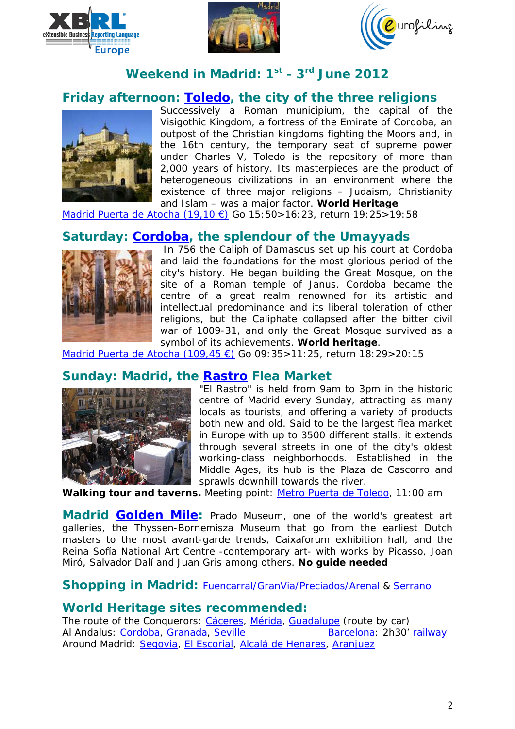# Weekend in Madrid: 1st - 3rd June 2012

## Friday afternoon: Toledo, the city of the three religions

Successively a Roman municipium, the capital of the Visigothic Kingdom, a fortress of the Emirate of Cordoba, an outpost of the Christian kingdoms fighting the Moors and, in the 16th century, the temporary seat of supreme power under Charles V, Toledo is the repository of more than 2,000 years of history. Its masterpieces are the product of heterogeneous civilizations in an environment where the existence of three major religions – Judaism, Christianity and Islam – was a major factor. **World Heritage**

Madrid Puerta de Atocha (19,10 €) Go 15:50>16:23, return 19:25>19:58

## Saturday: Cordoba, the splendour of the Umayyads

In 756 the Caliph of Damascus set up his court at Cordoba and laid the foundations for the most glorious period of the city's history. He began building the Great Mosque, on the site of a Roman temple of Janus. Cordoba became the centre of a great realm renowned for its artistic and intellectual predominance and its liberal toleration of other religions, but the Caliphate collapsed after the bitter civil war of 1009-31, and only the Great Mosque survived as a symbol of its achievements. **World heritage**.

Madrid Puerta de Atocha (109,45 €) Go 09:35>11:25, return 18:29>20:15

## Sunday: Madrid, the Rastro Flea Market

"El Rastro" is held from 9am to 3pm in the historic centre of Madrid every Sunday, attracting as many locals as tourists, and offering a variety of products both new and old. Said to be the largest flea market in Europe with up to 3500 different stalls, it extends through several streets in one of the city's oldest working-class neighborhoods. Established in the Middle Ages, its hub is the Plaza de Cascorro and sprawls downhill towards the river.

**Walking tour and taverns.** Meeting point: Metro Puerta de Toledo, 11:00 am

**Madrid Golden Mile:** Prado Museum, one of the world's greatest art galleries, the Thyssen-Bornemisza Museum that go from the earliest Dutch masters to the most avant-garde trends, Caixaforum exhibition hall, and the Reina Sofía National Art Centre -contemporary art- with works by Picasso, Joan Miró, Salvador Dalí and Juan Gris among others. **No guide needed**

## Shopping in Madrid: Fuencarral/GranVia/Preciados/Arenal & Serrano

## World Heritage sites recommended:

The route of the Conquerors: Cáceres, Mérida, Guadalupe (route by car)
Al Andalus: Cordoba, Granada, Seville
Barcelona: 2h30' railway
Around Madrid: Segovia, El Escorial, Alcalá de Henares, Aranjuez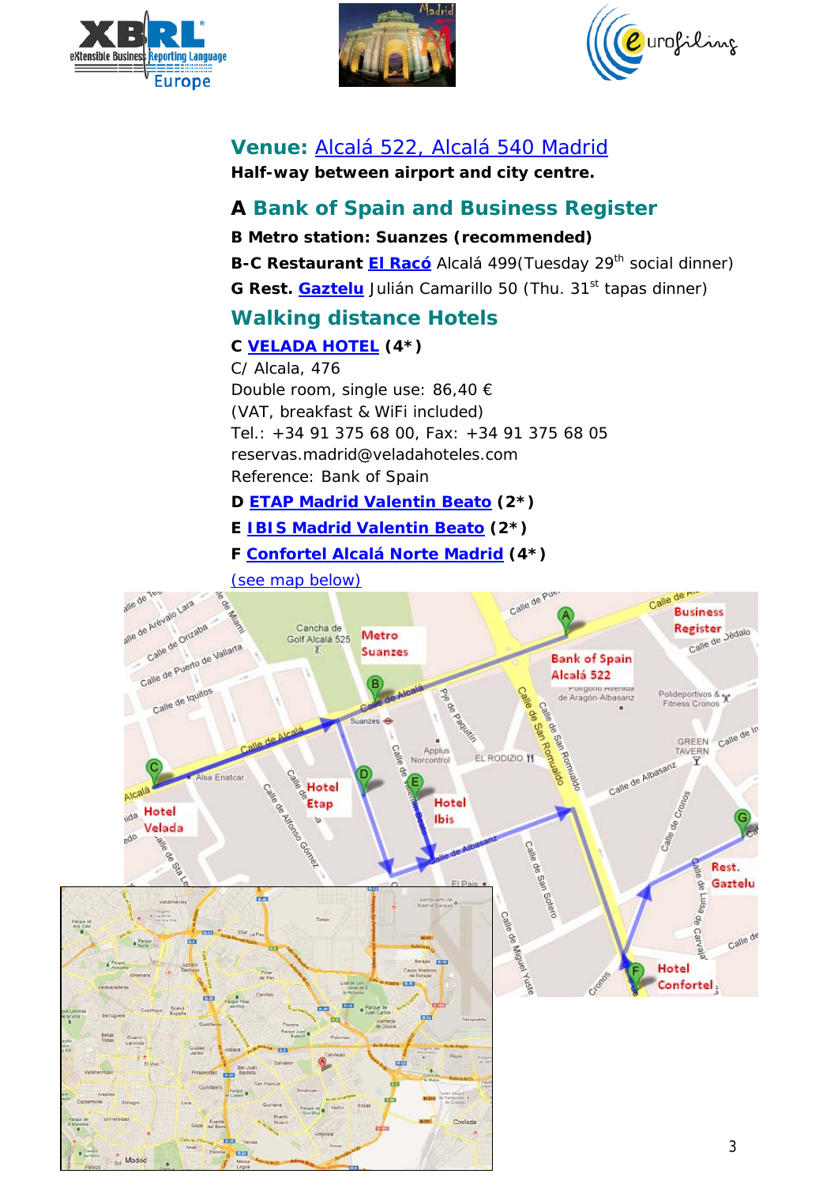## **Venue:** Alcalá 522, Alcalá 540 Madrid

**Half-way between airport and city centre.**

## A Bank of Spain and Business Register

**B Metro station: Suanzes (recommended)**

**B-C Restaurant El Racó** Alcalá 499(Tuesday 29th social dinner)

**G Rest. Gaztelu** Julián Camarillo 50 (Thu. 31st tapas dinner)

## Walking distance Hotels

**C VELADA HOTEL (4*)**

C/ Alcala, 476
Double room, single use: 86,40 €
(VAT, breakfast & WiFi included)
Tel.: +34 91 375 68 00, Fax: +34 91 375 68 05
reservas.madrid@veladahoteles.com
Reference: Bank of Spain

**D ETAP Madrid Valentin Beato (2*)**

**E IBIS Madrid Valentin Beato (2*)**

**F Confortel Alcalá Norte Madrid (4*)**

(see map below)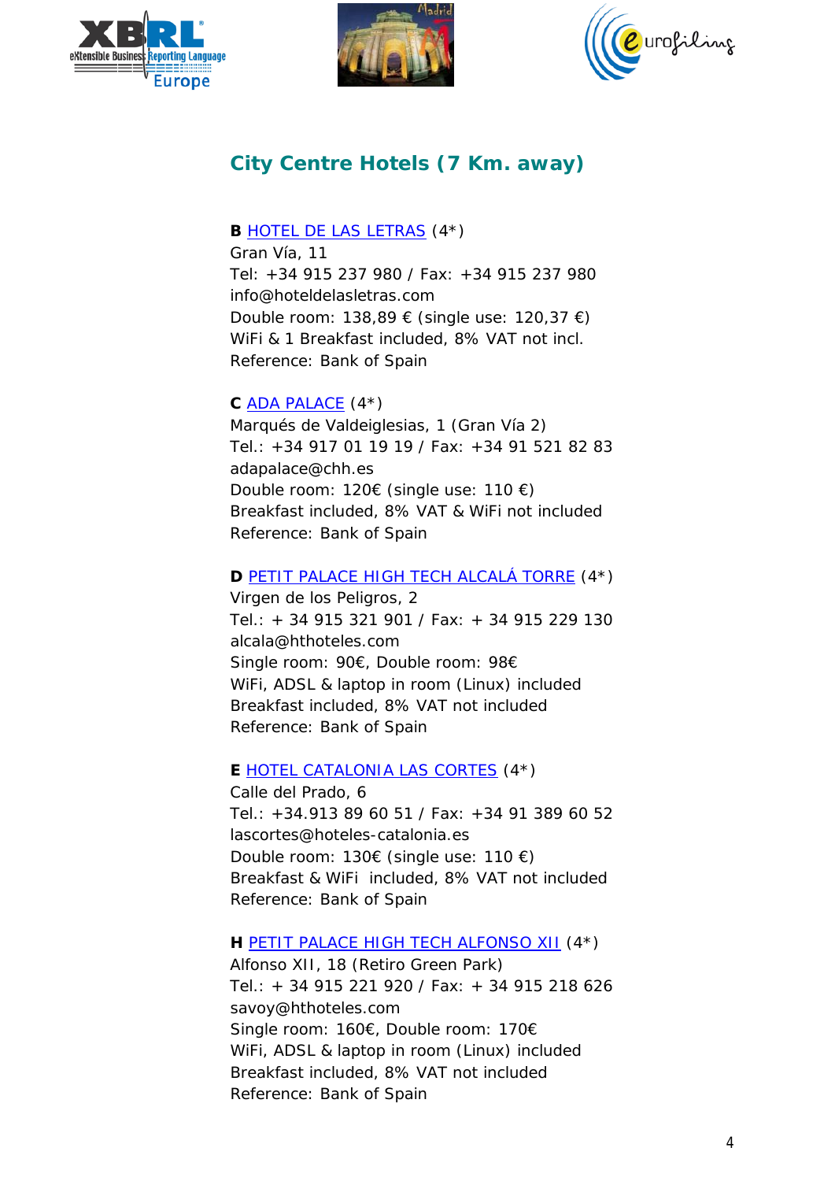## City Centre Hotels (7 Km. away)

**B** HOTEL DE LAS LETRAS (4*)
Gran Vía, 11
Tel: +34 915 237 980 / Fax: +34 915 237 980
info@hoteldelasletras.com
Double room: 138,89 € (single use: 120,37 €)
WiFi & 1 Breakfast included, 8% VAT not incl.
Reference: Bank of Spain

**C** ADA PALACE (4*)
Marqués de Valdeiglesias, 1 (Gran Vía 2)
Tel.: +34 917 01 19 19 / Fax: +34 91 521 82 83
adapalace@chh.es
Double room: 120€ (single use: 110 €)
Breakfast included, 8% VAT & WiFi not included
Reference: Bank of Spain

**D** PETIT PALACE HIGH TECH ALCALÁ TORRE (4*)
Virgen de los Peligros, 2
Tel.: + 34 915 321 901 / Fax: + 34 915 229 130
alcala@hthoteles.com
Single room: 90€, Double room: 98€
WiFi, ADSL & laptop in room (Linux) included
Breakfast included, 8% VAT not included
Reference: Bank of Spain

**E** HOTEL CATALONIA LAS CORTES (4*)
Calle del Prado, 6
Tel.: +34.913 89 60 51 / Fax: +34 91 389 60 52
lascortes@hoteles-catalonia.es
Double room: 130€ (single use: 110 €)
Breakfast & WiFi included, 8% VAT not included
Reference: Bank of Spain

**H** PETIT PALACE HIGH TECH ALFONSO XII (4*)
Alfonso XII, 18 (Retiro Green Park)
Tel.: + 34 915 221 920 / Fax: + 34 915 218 626
savoy@hthoteles.com
Single room: 160€, Double room: 170€
WiFi, ADSL & laptop in room (Linux) included
Breakfast included, 8% VAT not included
Reference: Bank of Spain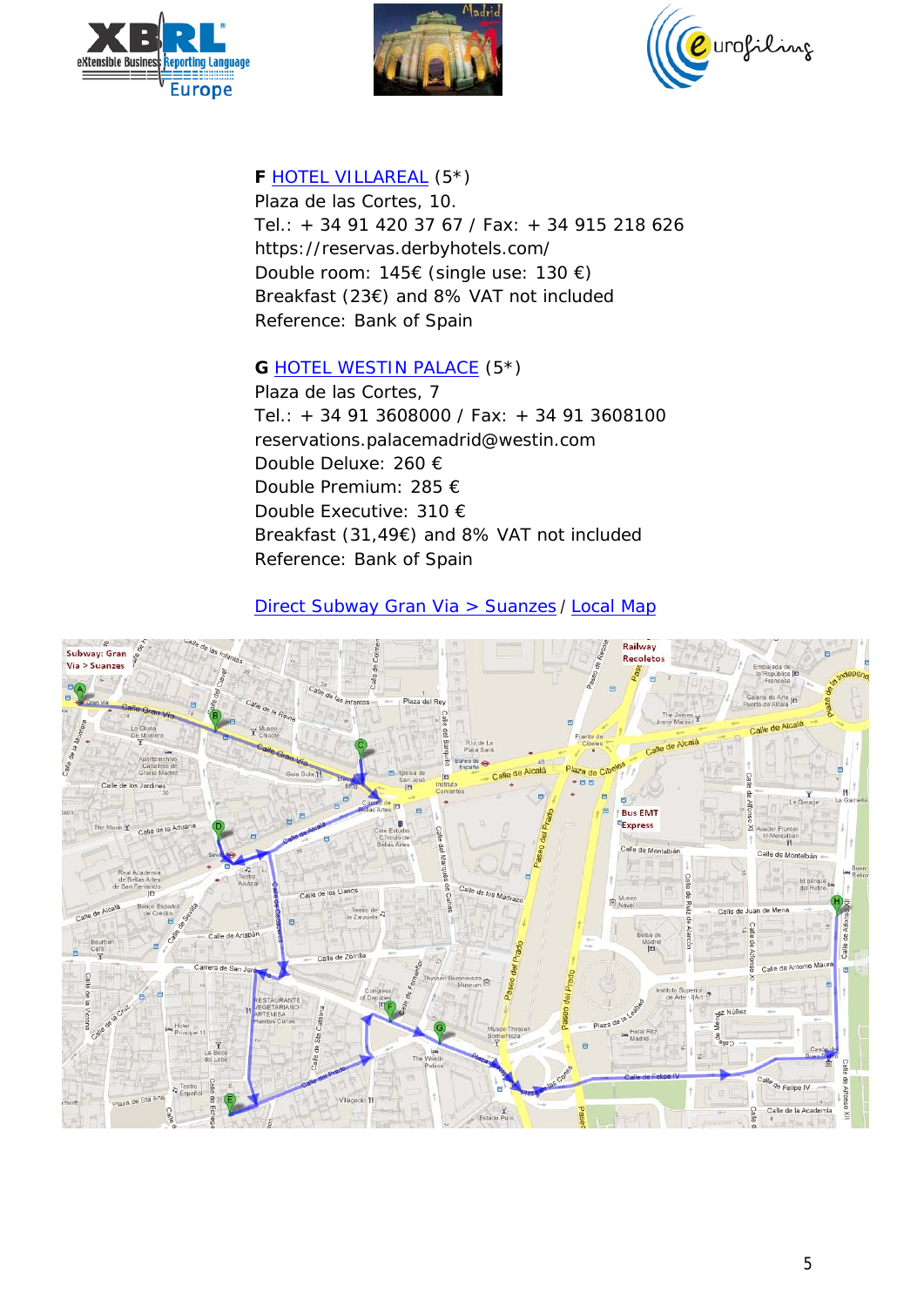**F** HOTEL VILLAREAL (5*)
Plaza de las Cortes, 10.
Tel.: + 34 91 420 37 67 / Fax: + 34 915 218 626
https://reservas.derbyhotels.com/
Double room: 145€ (single use: 130 €)
Breakfast (23€) and 8% VAT not included
Reference: Bank of Spain

**G** HOTEL WESTIN PALACE (5*)
Plaza de las Cortes, 7
Tel.: + 34 91 3608000 / Fax: + 34 91 3608100
reservations.palacemadrid@westin.com
Double Deluxe: 260 €
Double Premium: 285 €
Double Executive: 310 €
Breakfast (31,49€) and 8% VAT not included
Reference: Bank of Spain

Direct Subway Gran Via > Suanzes / Local Map